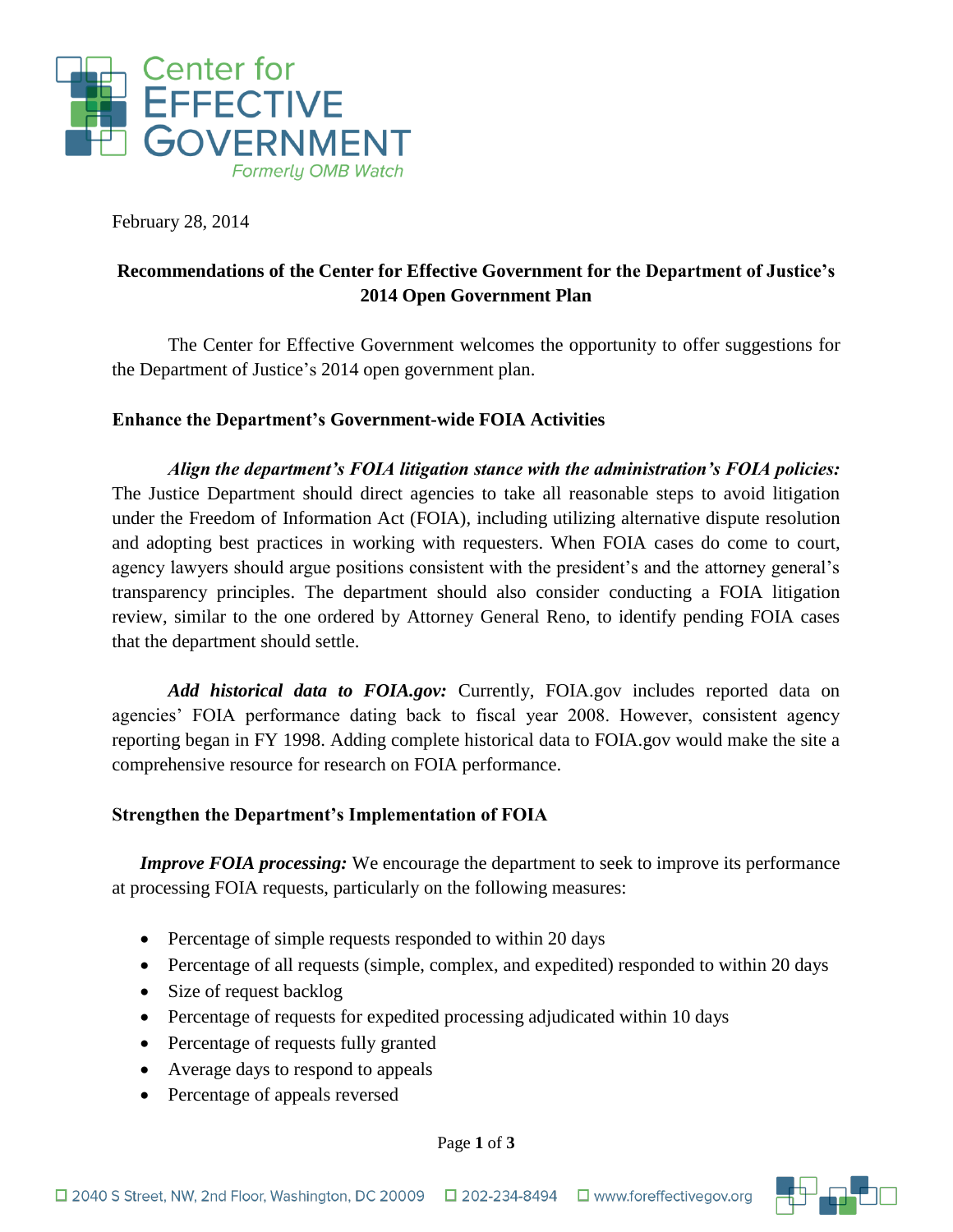Center for EFFECTIVE GOVERNMENT
Formerly OMB Watch

February 28, 2014

## Recommendations of the Center for Effective Government for the Department of Justice's 2014 Open Government Plan

The Center for Effective Government welcomes the opportunity to offer suggestions for the Department of Justice's 2014 open government plan.

### Enhance the Department's Government-wide FOIA Activities

***Align the department's FOIA litigation stance with the administration's FOIA policies:*** The Justice Department should direct agencies to take all reasonable steps to avoid litigation under the Freedom of Information Act (FOIA), including utilizing alternative dispute resolution and adopting best practices in working with requesters. When FOIA cases do come to court, agency lawyers should argue positions consistent with the president's and the attorney general's transparency principles. The department should also consider conducting a FOIA litigation review, similar to the one ordered by Attorney General Reno, to identify pending FOIA cases that the department should settle.

***Add historical data to FOIA.gov:*** Currently, FOIA.gov includes reported data on agencies' FOIA performance dating back to fiscal year 2008. However, consistent agency reporting began in FY 1998. Adding complete historical data to FOIA.gov would make the site a comprehensive resource for research on FOIA performance.

### Strengthen the Department's Implementation of FOIA

***Improve FOIA processing:*** We encourage the department to seek to improve its performance at processing FOIA requests, particularly on the following measures:

- Percentage of simple requests responded to within 20 days
- Percentage of all requests (simple, complex, and expedited) responded to within 20 days
- Size of request backlog
- Percentage of requests for expedited processing adjudicated within 10 days
- Percentage of requests fully granted
- Average days to respond to appeals
- Percentage of appeals reversed

2040 S Street, NW, 2nd Floor, Washington, DC 20009 | 202-234-8494 | www.foreffectivegov.org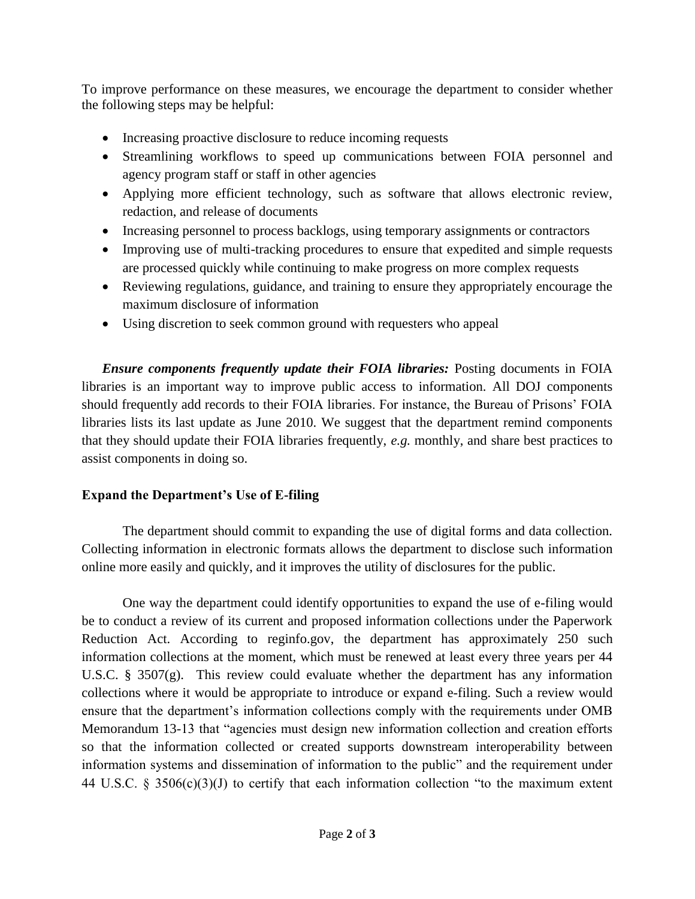To improve performance on these measures, we encourage the department to consider whether the following steps may be helpful:

- Increasing proactive disclosure to reduce incoming requests
- Streamlining workflows to speed up communications between FOIA personnel and agency program staff or staff in other agencies
- Applying more efficient technology, such as software that allows electronic review, redaction, and release of documents
- Increasing personnel to process backlogs, using temporary assignments or contractors
- Improving use of multi-tracking procedures to ensure that expedited and simple requests are processed quickly while continuing to make progress on more complex requests
- Reviewing regulations, guidance, and training to ensure they appropriately encourage the maximum disclosure of information
- Using discretion to seek common ground with requesters who appeal

***Ensure components frequently update their FOIA libraries:*** Posting documents in FOIA libraries is an important way to improve public access to information. All DOJ components should frequently add records to their FOIA libraries. For instance, the Bureau of Prisons' FOIA libraries lists its last update as June 2010. We suggest that the department remind components that they should update their FOIA libraries frequently, *e.g.* monthly, and share best practices to assist components in doing so.

**Expand the Department's Use of E-filing**

The department should commit to expanding the use of digital forms and data collection. Collecting information in electronic formats allows the department to disclose such information online more easily and quickly, and it improves the utility of disclosures for the public.

One way the department could identify opportunities to expand the use of e-filing would be to conduct a review of its current and proposed information collections under the Paperwork Reduction Act. According to reginfo.gov, the department has approximately 250 such information collections at the moment, which must be renewed at least every three years per 44 U.S.C. § 3507(g). This review could evaluate whether the department has any information collections where it would be appropriate to introduce or expand e-filing. Such a review would ensure that the department's information collections comply with the requirements under OMB Memorandum 13-13 that "agencies must design new information collection and creation efforts so that the information collected or created supports downstream interoperability between information systems and dissemination of information to the public" and the requirement under 44 U.S.C. § 3506(c)(3)(J) to certify that each information collection "to the maximum extent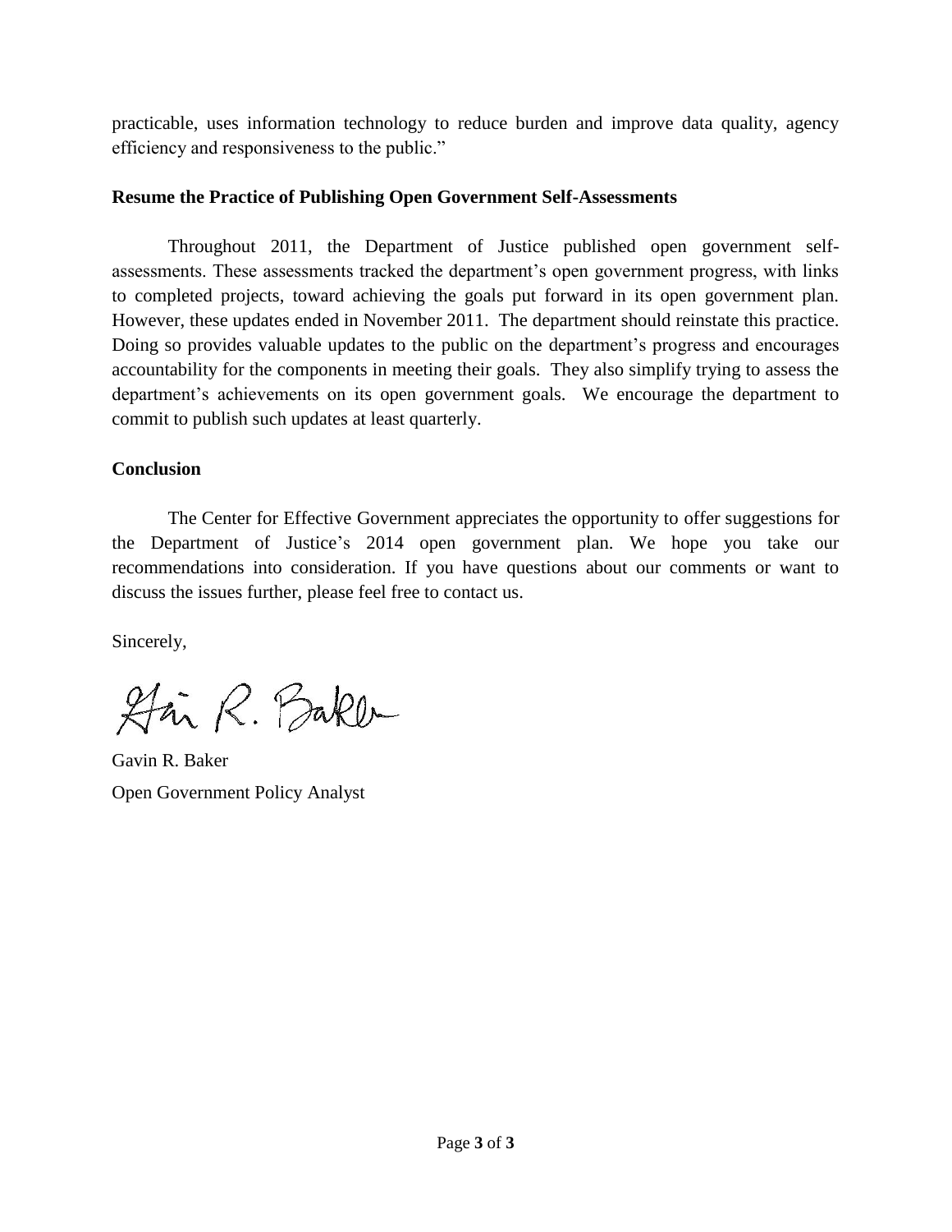practicable, uses information technology to reduce burden and improve data quality, agency efficiency and responsiveness to the public."

**Resume the Practice of Publishing Open Government Self-Assessments**

Throughout 2011, the Department of Justice published open government self-assessments. These assessments tracked the department's open government progress, with links to completed projects, toward achieving the goals put forward in its open government plan. However, these updates ended in November 2011. The department should reinstate this practice. Doing so provides valuable updates to the public on the department's progress and encourages accountability for the components in meeting their goals. They also simplify trying to assess the department's achievements on its open government goals. We encourage the department to commit to publish such updates at least quarterly.

**Conclusion**

The Center for Effective Government appreciates the opportunity to offer suggestions for the Department of Justice's 2014 open government plan. We hope you take our recommendations into consideration. If you have questions about our comments or want to discuss the issues further, please feel free to contact us.

Sincerely,

Gavin R. Baker

Open Government Policy Analyst